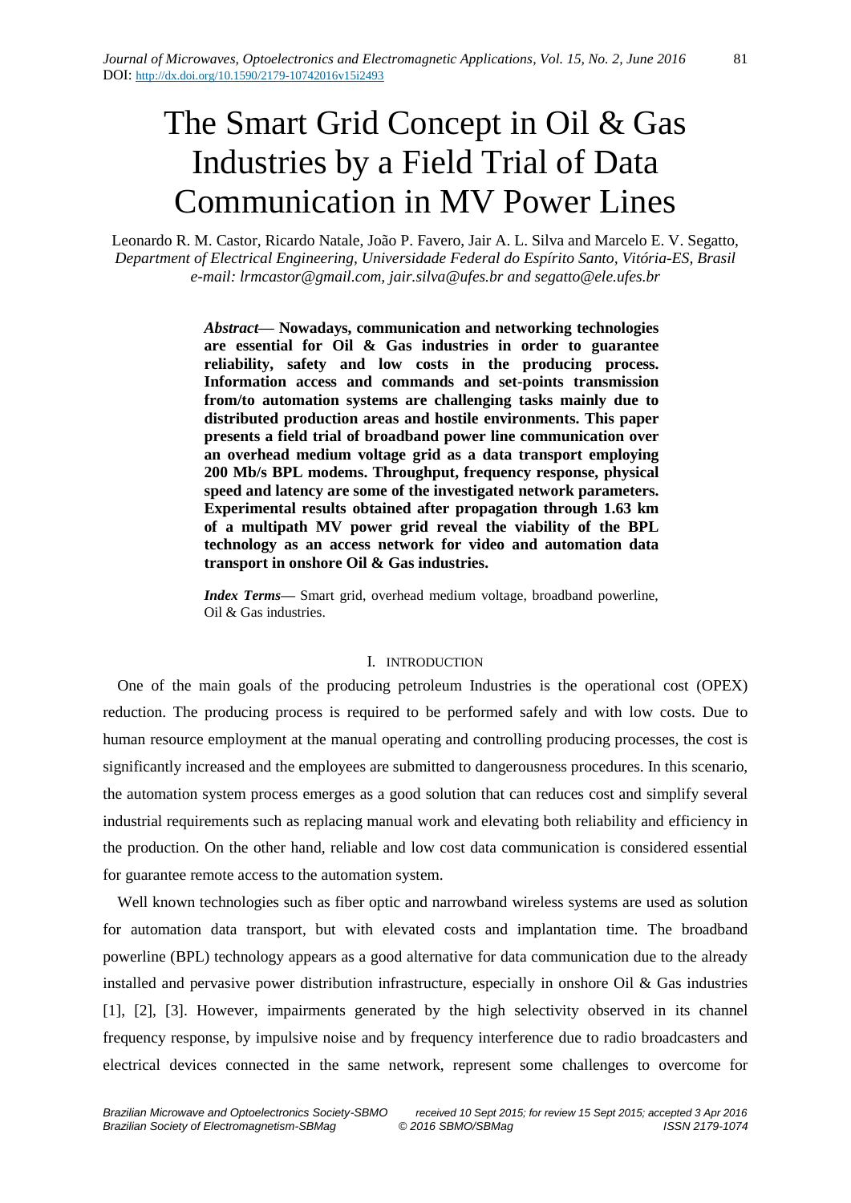# The Smart Grid Concept in Oil & Gas Industries by a Field Trial of Data Communication in MV Power Lines

Leonardo R. M. Castor, Ricardo Natale, João P. Favero, Jair A. L. Silva and Marcelo E. V. Segatto,
*Department of Electrical Engineering, Universidade Federal do Espírito Santo, Vitória-ES, Brasil*
*e-mail: lrmcastor@gmail.com, jair.silva@ufes.br and segatto@ele.ufes.br*

***Abstract*— Nowadays, communication and networking technologies are essential for Oil & Gas industries in order to guarantee reliability, safety and low costs in the producing process. Information access and commands and set-points transmission from/to automation systems are challenging tasks mainly due to distributed production areas and hostile environments. This paper presents a field trial of broadband power line communication over an overhead medium voltage grid as a data transport employing 200 Mb/s BPL modems. Throughput, frequency response, physical speed and latency are some of the investigated network parameters. Experimental results obtained after propagation through 1.63 km of a multipath MV power grid reveal the viability of the BPL technology as an access network for video and automation data transport in onshore Oil & Gas industries.**

***Index Terms*—** Smart grid, overhead medium voltage, broadband powerline, Oil & Gas industries.

## I. INTRODUCTION

One of the main goals of the producing petroleum Industries is the operational cost (OPEX) reduction. The producing process is required to be performed safely and with low costs. Due to human resource employment at the manual operating and controlling producing processes, the cost is significantly increased and the employees are submitted to dangerousness procedures. In this scenario, the automation system process emerges as a good solution that can reduces cost and simplify several industrial requirements such as replacing manual work and elevating both reliability and efficiency in the production. On the other hand, reliable and low cost data communication is considered essential for guarantee remote access to the automation system.

Well known technologies such as fiber optic and narrowband wireless systems are used as solution for automation data transport, but with elevated costs and implantation time. The broadband powerline (BPL) technology appears as a good alternative for data communication due to the already installed and pervasive power distribution infrastructure, especially in onshore Oil & Gas industries [1], [2], [3]. However, impairments generated by the high selectivity observed in its channel frequency response, by impulsive noise and by frequency interference due to radio broadcasters and electrical devices connected in the same network, represent some challenges to overcome for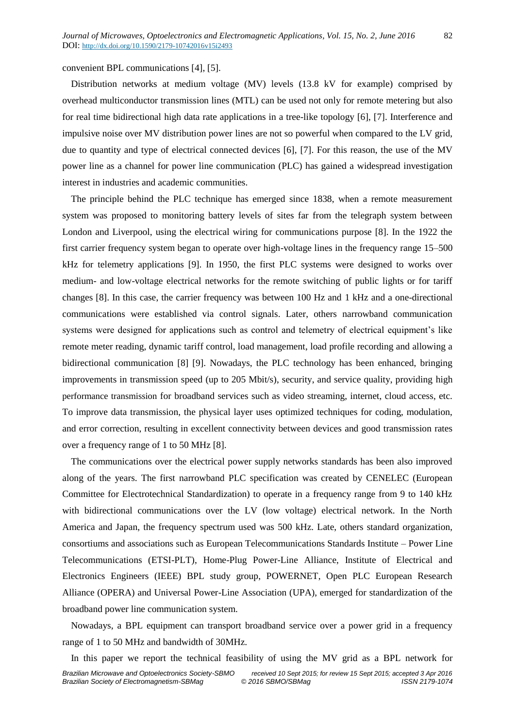convenient BPL communications [4], [5].

Distribution networks at medium voltage (MV) levels (13.8 kV for example) comprised by overhead multiconductor transmission lines (MTL) can be used not only for remote metering but also for real time bidirectional high data rate applications in a tree-like topology [6], [7]. Interference and impulsive noise over MV distribution power lines are not so powerful when compared to the LV grid, due to quantity and type of electrical connected devices [6], [7]. For this reason, the use of the MV power line as a channel for power line communication (PLC) has gained a widespread investigation interest in industries and academic communities.

The principle behind the PLC technique has emerged since 1838, when a remote measurement system was proposed to monitoring battery levels of sites far from the telegraph system between London and Liverpool, using the electrical wiring for communications purpose [8]. In the 1922 the first carrier frequency system began to operate over high-voltage lines in the frequency range 15–500 kHz for telemetry applications [9]. In 1950, the first PLC systems were designed to works over medium- and low-voltage electrical networks for the remote switching of public lights or for tariff changes [8]. In this case, the carrier frequency was between 100 Hz and 1 kHz and a one-directional communications were established via control signals. Later, others narrowband communication systems were designed for applications such as control and telemetry of electrical equipment's like remote meter reading, dynamic tariff control, load management, load profile recording and allowing a bidirectional communication [8] [9]. Nowadays, the PLC technology has been enhanced, bringing improvements in transmission speed (up to 205 Mbit/s), security, and service quality, providing high performance transmission for broadband services such as video streaming, internet, cloud access, etc. To improve data transmission, the physical layer uses optimized techniques for coding, modulation, and error correction, resulting in excellent connectivity between devices and good transmission rates over a frequency range of 1 to 50 MHz [8].

The communications over the electrical power supply networks standards has been also improved along of the years. The first narrowband PLC specification was created by CENELEC (European Committee for Electrotechnical Standardization) to operate in a frequency range from 9 to 140 kHz with bidirectional communications over the LV (low voltage) electrical network. In the North America and Japan, the frequency spectrum used was 500 kHz. Late, others standard organization, consortiums and associations such as European Telecommunications Standards Institute – Power Line Telecommunications (ETSI-PLT), Home-Plug Power-Line Alliance, Institute of Electrical and Electronics Engineers (IEEE) BPL study group, POWERNET, Open PLC European Research Alliance (OPERA) and Universal Power-Line Association (UPA), emerged for standardization of the broadband power line communication system.

Nowadays, a BPL equipment can transport broadband service over a power grid in a frequency range of 1 to 50 MHz and bandwidth of 30MHz.

In this paper we report the technical feasibility of using the MV grid as a BPL network for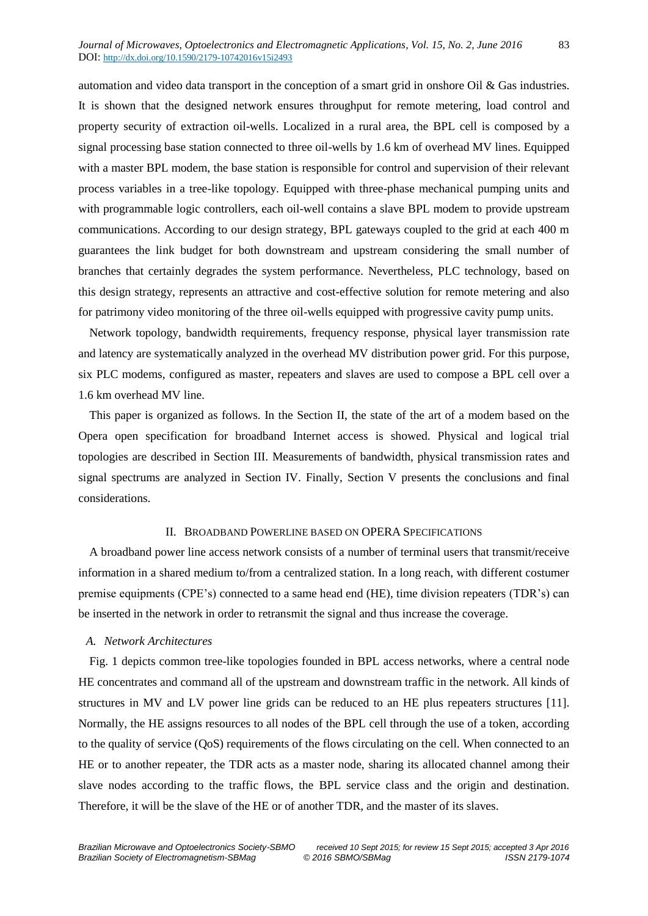automation and video data transport in the conception of a smart grid in onshore Oil & Gas industries. It is shown that the designed network ensures throughput for remote metering, load control and property security of extraction oil-wells. Localized in a rural area, the BPL cell is composed by a signal processing base station connected to three oil-wells by 1.6 km of overhead MV lines. Equipped with a master BPL modem, the base station is responsible for control and supervision of their relevant process variables in a tree-like topology. Equipped with three-phase mechanical pumping units and with programmable logic controllers, each oil-well contains a slave BPL modem to provide upstream communications. According to our design strategy, BPL gateways coupled to the grid at each 400 m guarantees the link budget for both downstream and upstream considering the small number of branches that certainly degrades the system performance. Nevertheless, PLC technology, based on this design strategy, represents an attractive and cost-effective solution for remote metering and also for patrimony video monitoring of the three oil-wells equipped with progressive cavity pump units.

Network topology, bandwidth requirements, frequency response, physical layer transmission rate and latency are systematically analyzed in the overhead MV distribution power grid. For this purpose, six PLC modems, configured as master, repeaters and slaves are used to compose a BPL cell over a 1.6 km overhead MV line.

This paper is organized as follows. In the Section II, the state of the art of a modem based on the Opera open specification for broadband Internet access is showed. Physical and logical trial topologies are described in Section III. Measurements of bandwidth, physical transmission rates and signal spectrums are analyzed in Section IV. Finally, Section V presents the conclusions and final considerations.

## II. Broadband Powerline based on OPERA Specifications

A broadband power line access network consists of a number of terminal users that transmit/receive information in a shared medium to/from a centralized station. In a long reach, with different costumer premise equipments (CPE's) connected to a same head end (HE), time division repeaters (TDR's) can be inserted in the network in order to retransmit the signal and thus increase the coverage.

### *A. Network Architectures*

Fig. 1 depicts common tree-like topologies founded in BPL access networks, where a central node HE concentrates and command all of the upstream and downstream traffic in the network. All kinds of structures in MV and LV power line grids can be reduced to an HE plus repeaters structures [11]. Normally, the HE assigns resources to all nodes of the BPL cell through the use of a token, according to the quality of service (QoS) requirements of the flows circulating on the cell. When connected to an HE or to another repeater, the TDR acts as a master node, sharing its allocated channel among their slave nodes according to the traffic flows, the BPL service class and the origin and destination. Therefore, it will be the slave of the HE or of another TDR, and the master of its slaves.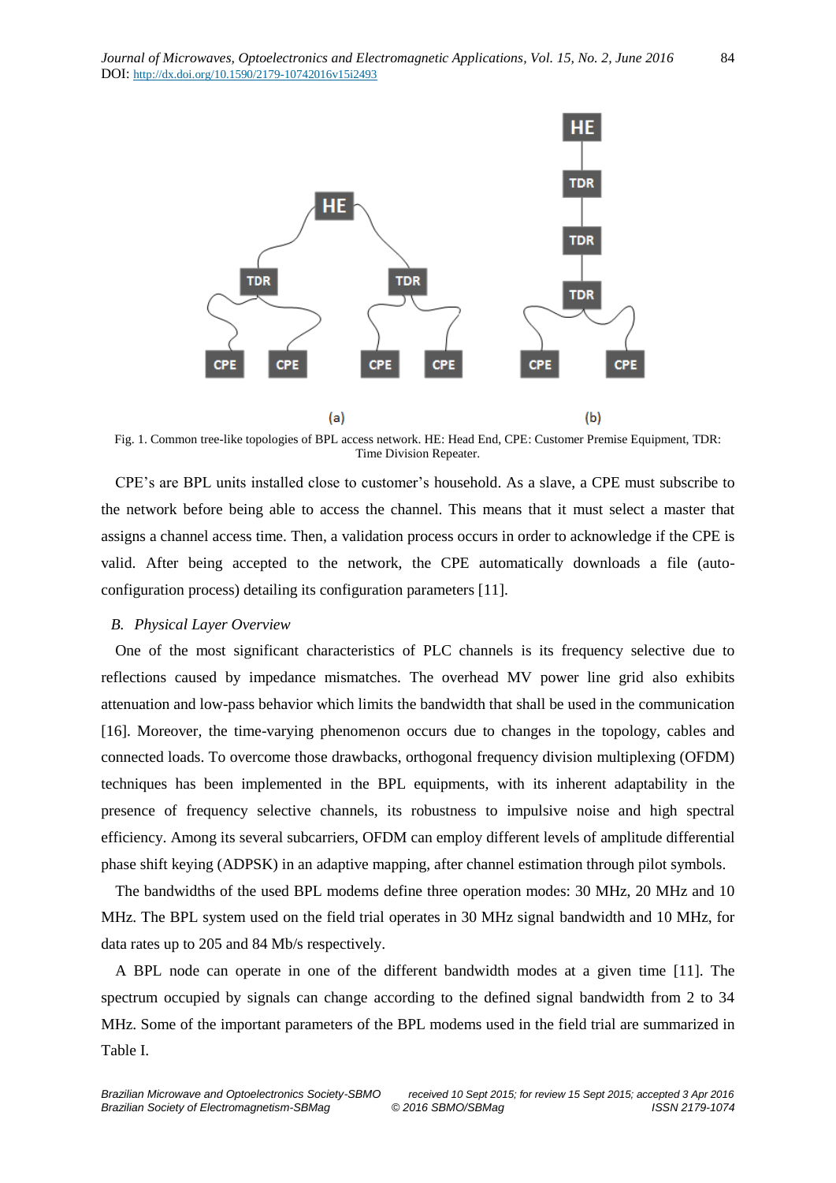Fig. 1. Common tree-like topologies of BPL access network. HE: Head End, CPE: Customer Premise Equipment, TDR: Time Division Repeater.

CPE's are BPL units installed close to customer's household. As a slave, a CPE must subscribe to the network before being able to access the channel. This means that it must select a master that assigns a channel access time. Then, a validation process occurs in order to acknowledge if the CPE is valid. After being accepted to the network, the CPE automatically downloads a file (auto-configuration process) detailing its configuration parameters [11].

### B. Physical Layer Overview

One of the most significant characteristics of PLC channels is its frequency selective due to reflections caused by impedance mismatches. The overhead MV power line grid also exhibits attenuation and low-pass behavior which limits the bandwidth that shall be used in the communication [16]. Moreover, the time-varying phenomenon occurs due to changes in the topology, cables and connected loads. To overcome those drawbacks, orthogonal frequency division multiplexing (OFDM) techniques has been implemented in the BPL equipments, with its inherent adaptability in the presence of frequency selective channels, its robustness to impulsive noise and high spectral efficiency. Among its several subcarriers, OFDM can employ different levels of amplitude differential phase shift keying (ADPSK) in an adaptive mapping, after channel estimation through pilot symbols.

The bandwidths of the used BPL modems define three operation modes: 30 MHz, 20 MHz and 10 MHz. The BPL system used on the field trial operates in 30 MHz signal bandwidth and 10 MHz, for data rates up to 205 and 84 Mb/s respectively.

A BPL node can operate in one of the different bandwidth modes at a given time [11]. The spectrum occupied by signals can change according to the defined signal bandwidth from 2 to 34 MHz. Some of the important parameters of the BPL modems used in the field trial are summarized in Table I.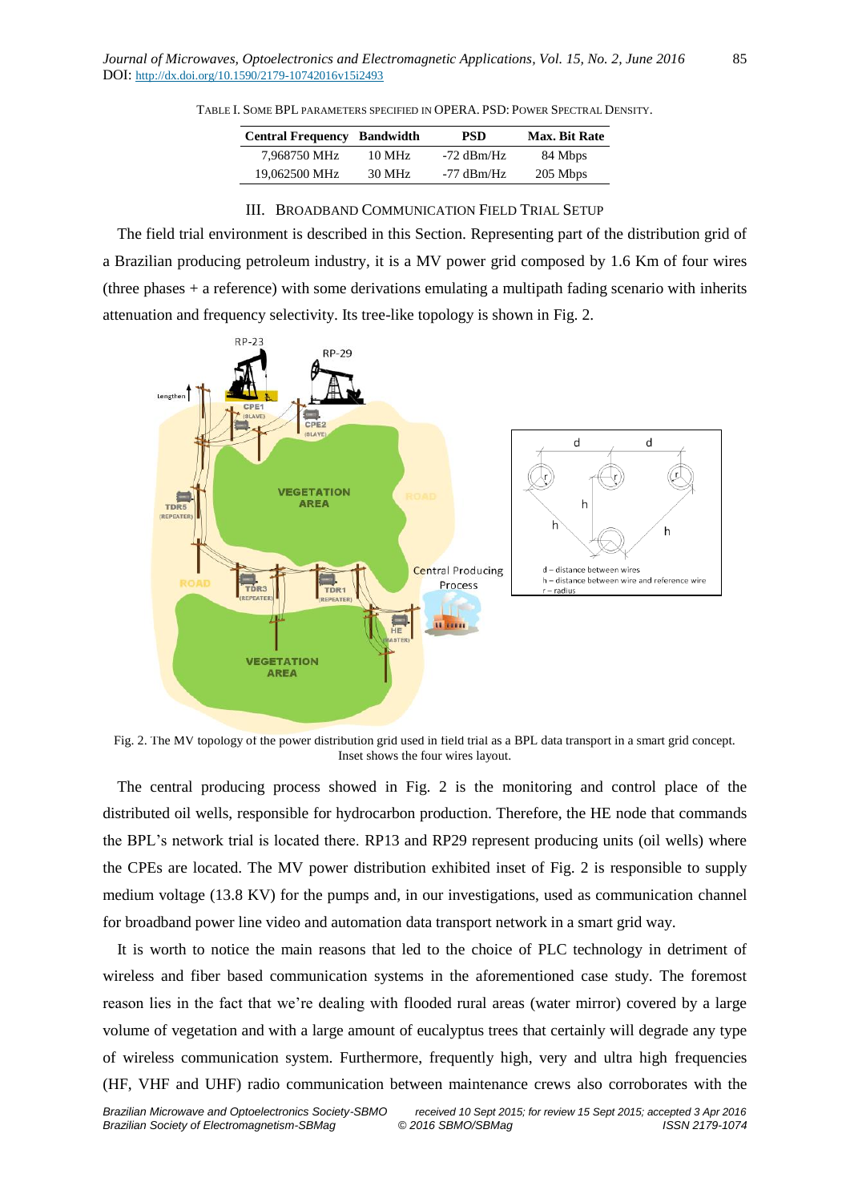TABLE I. SOME BPL PARAMETERS SPECIFIED IN OPERA. PSD: POWER SPECTRAL DENSITY.

| Central Frequency | Bandwidth | PSD | Max. Bit Rate |
|---|---|---|---|
| 7,968750 MHz | 10 MHz | -72 dBm/Hz | 84 Mbps |
| 19,062500 MHz | 30 MHz | -77 dBm/Hz | 205 Mbps |

## III. BROADBAND COMMUNICATION FIELD TRIAL SETUP

The field trial environment is described in this Section. Representing part of the distribution grid of a Brazilian producing petroleum industry, it is a MV power grid composed by 1.6 Km of four wires (three phases + a reference) with some derivations emulating a multipath fading scenario with inherits attenuation and frequency selectivity. Its tree-like topology is shown in Fig. 2.

Fig. 2. The MV topology of the power distribution grid used in field trial as a BPL data transport in a smart grid concept. Inset shows the four wires layout.

The central producing process showed in Fig. 2 is the monitoring and control place of the distributed oil wells, responsible for hydrocarbon production. Therefore, the HE node that commands the BPL's network trial is located there. RP13 and RP29 represent producing units (oil wells) where the CPEs are located. The MV power distribution exhibited inset of Fig. 2 is responsible to supply medium voltage (13.8 KV) for the pumps and, in our investigations, used as communication channel for broadband power line video and automation data transport network in a smart grid way.

It is worth to notice the main reasons that led to the choice of PLC technology in detriment of wireless and fiber based communication systems in the aforementioned case study. The foremost reason lies in the fact that we're dealing with flooded rural areas (water mirror) covered by a large volume of vegetation and with a large amount of eucalyptus trees that certainly will degrade any type of wireless communication system. Furthermore, frequently high, very and ultra high frequencies (HF, VHF and UHF) radio communication between maintenance crews also corroborates with the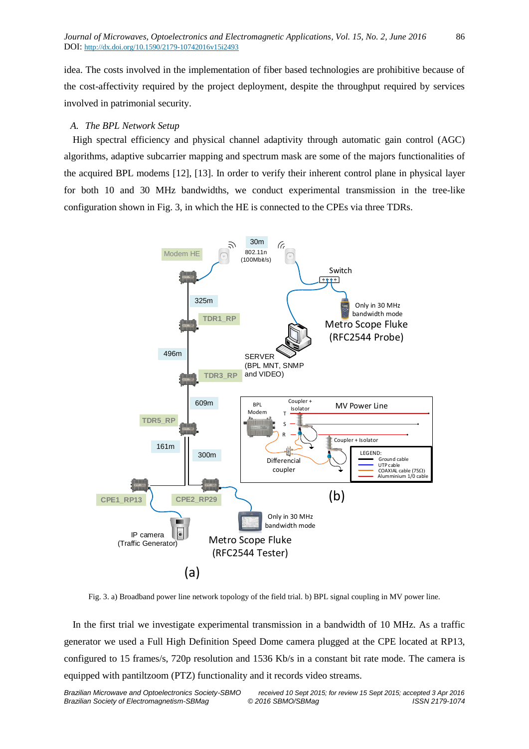idea. The costs involved in the implementation of fiber based technologies are prohibitive because of the cost-affectivity required by the project deployment, despite the throughput required by services involved in patrimonial security.

### *A. The BPL Network Setup*

High spectral efficiency and physical channel adaptivity through automatic gain control (AGC) algorithms, adaptive subcarrier mapping and spectrum mask are some of the majors functionalities of the acquired BPL modems [12], [13]. In order to verify their inherent control plane in physical layer for both 10 and 30 MHz bandwidths, we conduct experimental transmission in the tree-like configuration shown in Fig. 3, in which the HE is connected to the CPEs via three TDRs.

Fig. 3. a) Broadband power line network topology of the field trial. b) BPL signal coupling in MV power line.

In the first trial we investigate experimental transmission in a bandwidth of 10 MHz. As a traffic generator we used a Full High Definition Speed Dome camera plugged at the CPE located at RP13, configured to 15 frames/s, 720p resolution and 1536 Kb/s in a constant bit rate mode. The camera is equipped with pantiltzoom (PTZ) functionality and it records video streams.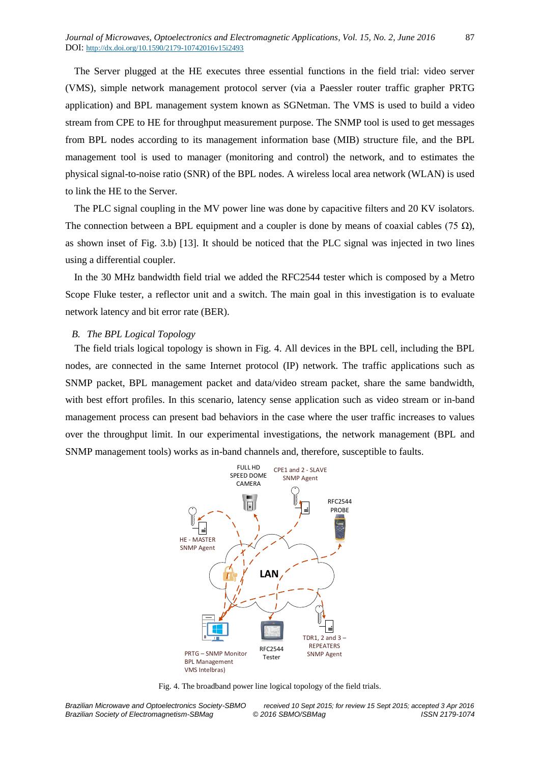The Server plugged at the HE executes three essential functions in the field trial: video server (VMS), simple network management protocol server (via a Paessler router traffic grapher PRTG application) and BPL management system known as SGNetman. The VMS is used to build a video stream from CPE to HE for throughput measurement purpose. The SNMP tool is used to get messages from BPL nodes according to its management information base (MIB) structure file, and the BPL management tool is used to manager (monitoring and control) the network, and to estimates the physical signal-to-noise ratio (SNR) of the BPL nodes. A wireless local area network (WLAN) is used to link the HE to the Server.

The PLC signal coupling in the MV power line was done by capacitive filters and 20 KV isolators. The connection between a BPL equipment and a coupler is done by means of coaxial cables (75 Ω), as shown inset of Fig. 3.b) [13]. It should be noticed that the PLC signal was injected in two lines using a differential coupler.

In the 30 MHz bandwidth field trial we added the RFC2544 tester which is composed by a Metro Scope Fluke tester, a reflector unit and a switch. The main goal in this investigation is to evaluate network latency and bit error rate (BER).

### *B. The BPL Logical Topology*

The field trials logical topology is shown in Fig. 4. All devices in the BPL cell, including the BPL nodes, are connected in the same Internet protocol (IP) network. The traffic applications such as SNMP packet, BPL management packet and data/video stream packet, share the same bandwidth, with best effort profiles. In this scenario, latency sense application such as video stream or in-band management process can present bad behaviors in the case where the user traffic increases to values over the throughput limit. In our experimental investigations, the network management (BPL and SNMP management tools) works as in-band channels and, therefore, susceptible to faults.

Fig. 4. The broadband power line logical topology of the field trials.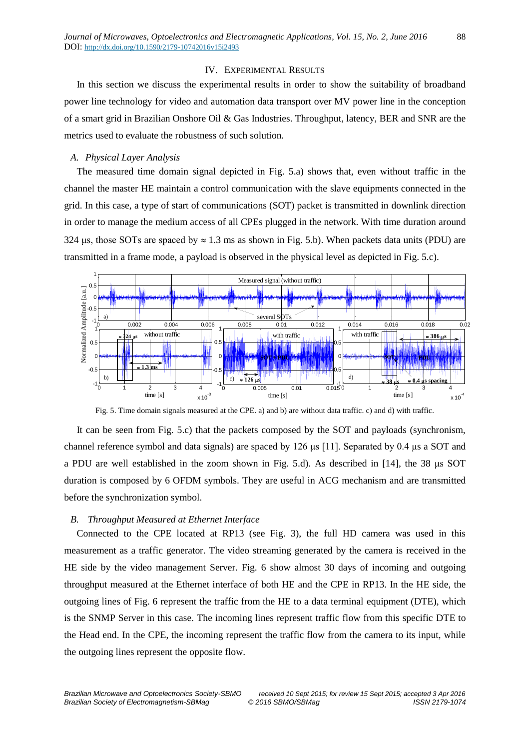## IV. Experimental Results

In this section we discuss the experimental results in order to show the suitability of broadband power line technology for video and automation data transport over MV power line in the conception of a smart grid in Brazilian Onshore Oil & Gas Industries. Throughput, latency, BER and SNR are the metrics used to evaluate the robustness of such solution.

### *A. Physical Layer Analysis*

The measured time domain signal depicted in Fig. 5.a) shows that, even without traffic in the channel the master HE maintain a control communication with the slave equipments connected in the grid. In this case, a type of start of communications (SOT) packet is transmitted in downlink direction in order to manage the medium access of all CPEs plugged in the network. With time duration around 324 μs, those SOTs are spaced by ≈ 1.3 ms as shown in Fig. 5.b). When packets data units (PDU) are transmitted in a frame mode, a payload is observed in the physical level as depicted in Fig. 5.c).

Fig. 5. Time domain signals measured at the CPE. a) and b) are without data traffic. c) and d) with traffic.

It can be seen from Fig. 5.c) that the packets composed by the SOT and payloads (synchronism, channel reference symbol and data signals) are spaced by 126 μs [11]. Separated by 0.4 μs a SOT and a PDU are well established in the zoom shown in Fig. 5.d). As described in [14], the 38 μs SOT duration is composed by 6 OFDM symbols. They are useful in ACG mechanism and are transmitted before the synchronization symbol.

### *B. Throughput Measured at Ethernet Interface*

Connected to the CPE located at RP13 (see Fig. 3), the full HD camera was used in this measurement as a traffic generator. The video streaming generated by the camera is received in the HE side by the video management Server. Fig. 6 show almost 30 days of incoming and outgoing throughput measured at the Ethernet interface of both HE and the CPE in RP13. In the HE side, the outgoing lines of Fig. 6 represent the traffic from the HE to a data terminal equipment (DTE), which is the SNMP Server in this case. The incoming lines represent traffic flow from this specific DTE to the Head end. In the CPE, the incoming represent the traffic flow from the camera to its input, while the outgoing lines represent the opposite flow.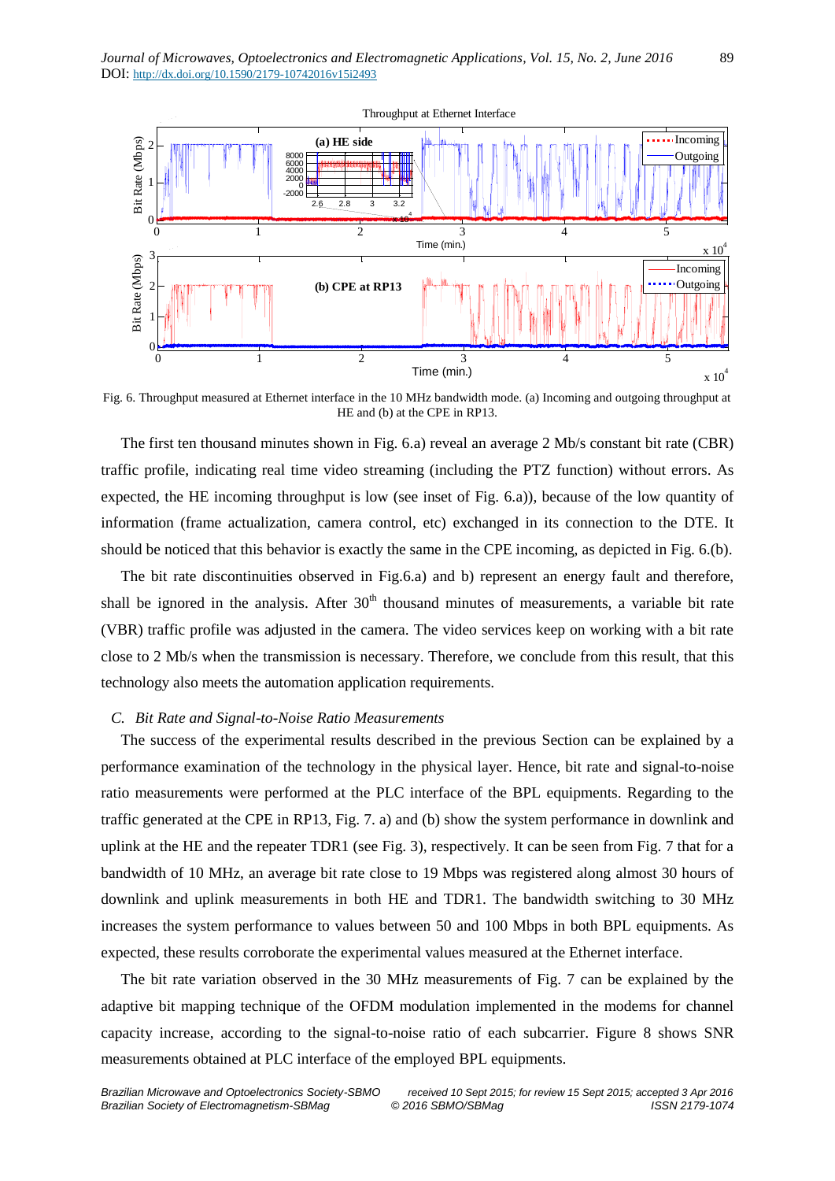Fig. 6. Throughput measured at Ethernet interface in the 10 MHz bandwidth mode. (a) Incoming and outgoing throughput at HE and (b) at the CPE in RP13.

The first ten thousand minutes shown in Fig. 6.a) reveal an average 2 Mb/s constant bit rate (CBR) traffic profile, indicating real time video streaming (including the PTZ function) without errors. As expected, the HE incoming throughput is low (see inset of Fig. 6.a)), because of the low quantity of information (frame actualization, camera control, etc) exchanged in its connection to the DTE. It should be noticed that this behavior is exactly the same in the CPE incoming, as depicted in Fig. 6.(b).

The bit rate discontinuities observed in Fig.6.a) and b) represent an energy fault and therefore, shall be ignored in the analysis. After 30th thousand minutes of measurements, a variable bit rate (VBR) traffic profile was adjusted in the camera. The video services keep on working with a bit rate close to 2 Mb/s when the transmission is necessary. Therefore, we conclude from this result, that this technology also meets the automation application requirements.

### *C. Bit Rate and Signal-to-Noise Ratio Measurements*

The success of the experimental results described in the previous Section can be explained by a performance examination of the technology in the physical layer. Hence, bit rate and signal-to-noise ratio measurements were performed at the PLC interface of the BPL equipments. Regarding to the traffic generated at the CPE in RP13, Fig. 7. a) and (b) show the system performance in downlink and uplink at the HE and the repeater TDR1 (see Fig. 3), respectively. It can be seen from Fig. 7 that for a bandwidth of 10 MHz, an average bit rate close to 19 Mbps was registered along almost 30 hours of downlink and uplink measurements in both HE and TDR1. The bandwidth switching to 30 MHz increases the system performance to values between 50 and 100 Mbps in both BPL equipments. As expected, these results corroborate the experimental values measured at the Ethernet interface.

The bit rate variation observed in the 30 MHz measurements of Fig. 7 can be explained by the adaptive bit mapping technique of the OFDM modulation implemented in the modems for channel capacity increase, according to the signal-to-noise ratio of each subcarrier. Figure 8 shows SNR measurements obtained at PLC interface of the employed BPL equipments.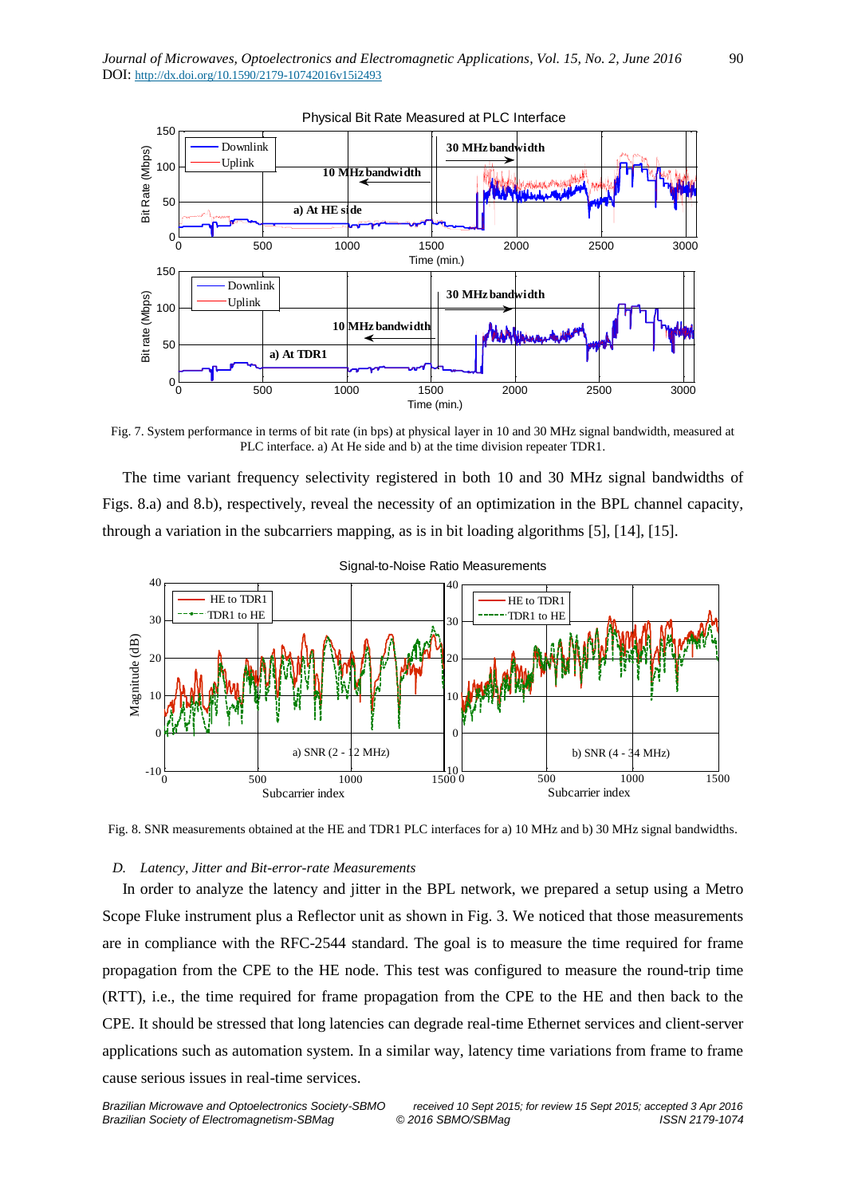Fig. 7. System performance in terms of bit rate (in bps) at physical layer in 10 and 30 MHz signal bandwidth, measured at PLC interface. a) At He side and b) at the time division repeater TDR1.

The time variant frequency selectivity registered in both 10 and 30 MHz signal bandwidths of Figs. 8.a) and 8.b), respectively, reveal the necessity of an optimization in the BPL channel capacity, through a variation in the subcarriers mapping, as is in bit loading algorithms [5], [14], [15].

Fig. 8. SNR measurements obtained at the HE and TDR1 PLC interfaces for a) 10 MHz and b) 30 MHz signal bandwidths.

### *D. Latency, Jitter and Bit-error-rate Measurements*

In order to analyze the latency and jitter in the BPL network, we prepared a setup using a Metro Scope Fluke instrument plus a Reflector unit as shown in Fig. 3. We noticed that those measurements are in compliance with the RFC-2544 standard. The goal is to measure the time required for frame propagation from the CPE to the HE node. This test was configured to measure the round-trip time (RTT), i.e., the time required for frame propagation from the CPE to the HE and then back to the CPE. It should be stressed that long latencies can degrade real-time Ethernet services and client-server applications such as automation system. In a similar way, latency time variations from frame to frame cause serious issues in real-time services.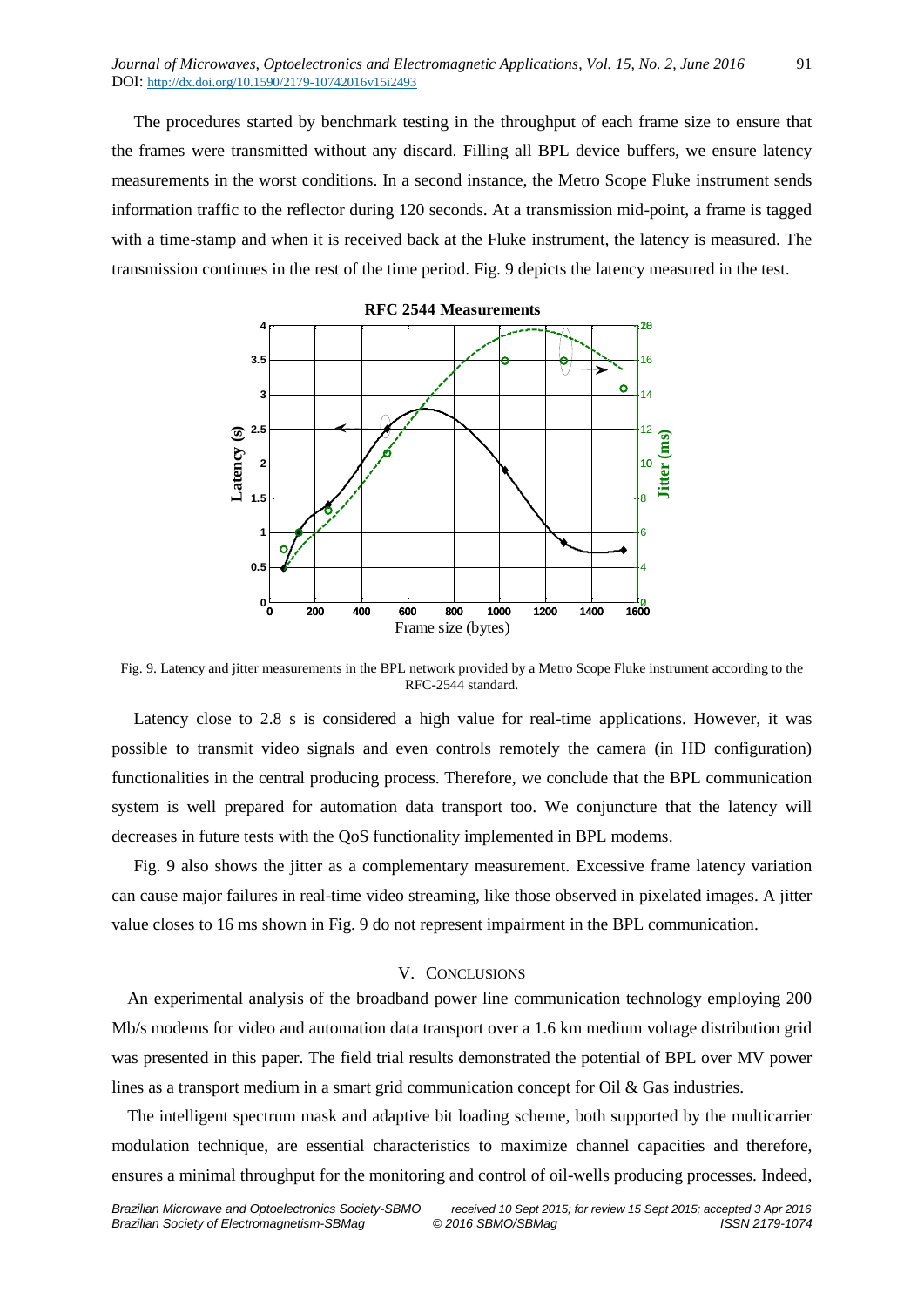The procedures started by benchmark testing in the throughput of each frame size to ensure that the frames were transmitted without any discard. Filling all BPL device buffers, we ensure latency measurements in the worst conditions. In a second instance, the Metro Scope Fluke instrument sends information traffic to the reflector during 120 seconds. At a transmission mid-point, a frame is tagged with a time-stamp and when it is received back at the Fluke instrument, the latency is measured. The transmission continues in the rest of the time period. Fig. 9 depicts the latency measured in the test.

Fig. 9. Latency and jitter measurements in the BPL network provided by a Metro Scope Fluke instrument according to the RFC-2544 standard.

Latency close to 2.8 s is considered a high value for real-time applications. However, it was possible to transmit video signals and even controls remotely the camera (in HD configuration) functionalities in the central producing process. Therefore, we conclude that the BPL communication system is well prepared for automation data transport too. We conjuncture that the latency will decreases in future tests with the QoS functionality implemented in BPL modems.

Fig. 9 also shows the jitter as a complementary measurement. Excessive frame latency variation can cause major failures in real-time video streaming, like those observed in pixelated images. A jitter value closes to 16 ms shown in Fig. 9 do not represent impairment in the BPL communication.

## V. Conclusions

An experimental analysis of the broadband power line communication technology employing 200 Mb/s modems for video and automation data transport over a 1.6 km medium voltage distribution grid was presented in this paper. The field trial results demonstrated the potential of BPL over MV power lines as a transport medium in a smart grid communication concept for Oil & Gas industries.

The intelligent spectrum mask and adaptive bit loading scheme, both supported by the multicarrier modulation technique, are essential characteristics to maximize channel capacities and therefore, ensures a minimal throughput for the monitoring and control of oil-wells producing processes. Indeed,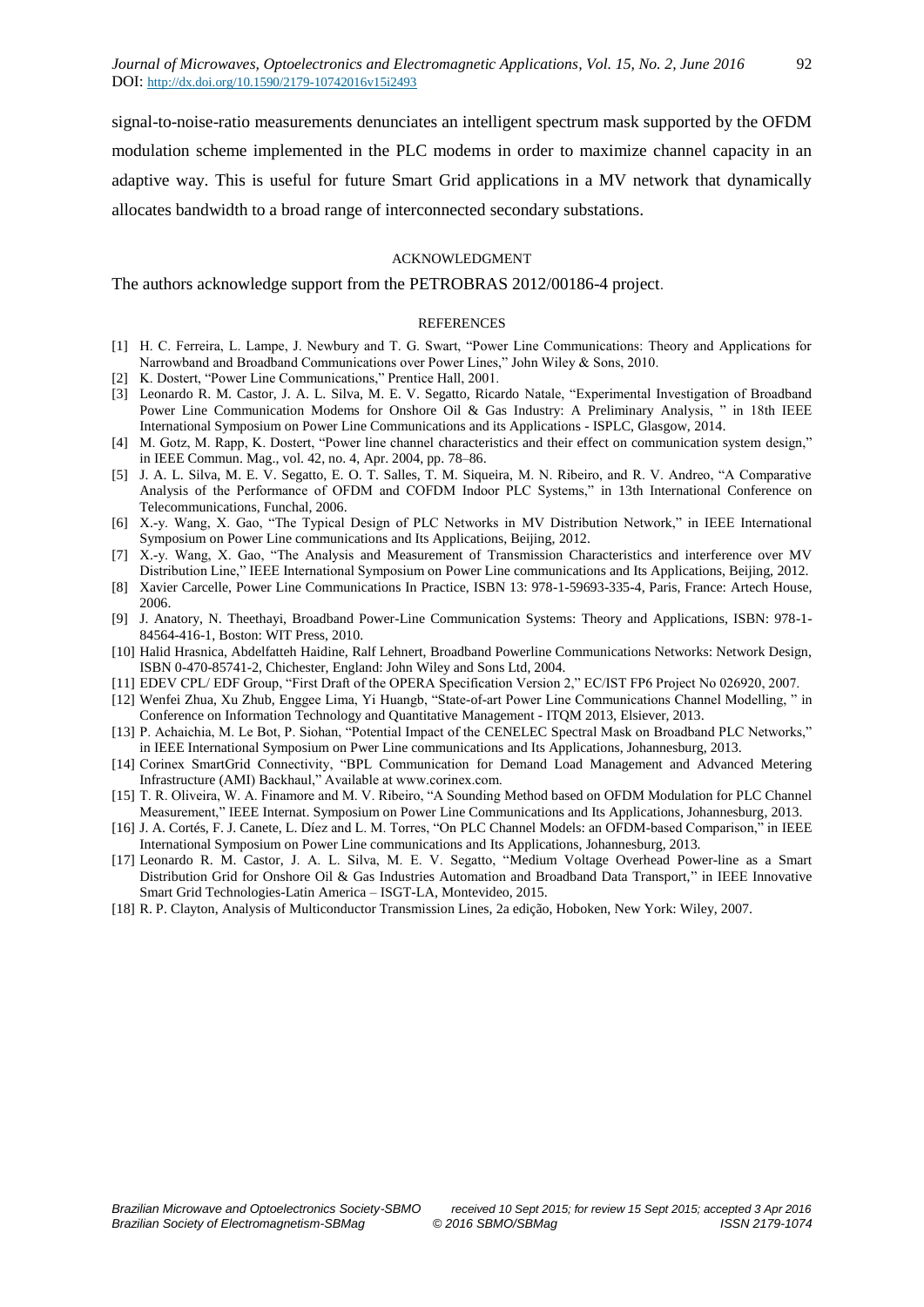signal-to-noise-ratio measurements denunciates an intelligent spectrum mask supported by the OFDM modulation scheme implemented in the PLC modems in order to maximize channel capacity in an adaptive way. This is useful for future Smart Grid applications in a MV network that dynamically allocates bandwidth to a broad range of interconnected secondary substations.

## ACKNOWLEDGMENT

The authors acknowledge support from the PETROBRAS 2012/00186-4 project.

## REFERENCES

[1] H. C. Ferreira, L. Lampe, J. Newbury and T. G. Swart, "Power Line Communications: Theory and Applications for Narrowband and Broadband Communications over Power Lines," John Wiley & Sons, 2010.

[2] K. Dostert, "Power Line Communications," Prentice Hall, 2001.

[3] Leonardo R. M. Castor, J. A. L. Silva, M. E. V. Segatto, Ricardo Natale, "Experimental Investigation of Broadband Power Line Communication Modems for Onshore Oil & Gas Industry: A Preliminary Analysis, " in 18th IEEE International Symposium on Power Line Communications and its Applications - ISPLC, Glasgow, 2014.

[4] M. Gotz, M. Rapp, K. Dostert, "Power line channel characteristics and their effect on communication system design," in IEEE Commun. Mag., vol. 42, no. 4, Apr. 2004, pp. 78–86.

[5] J. A. L. Silva, M. E. V. Segatto, E. O. T. Salles, T. M. Siqueira, M. N. Ribeiro, and R. V. Andreo, "A Comparative Analysis of the Performance of OFDM and COFDM Indoor PLC Systems," in 13th International Conference on Telecommunications, Funchal, 2006.

[6] X.-y. Wang, X. Gao, "The Typical Design of PLC Networks in MV Distribution Network," in IEEE International Symposium on Power Line communications and Its Applications, Beijing, 2012.

[7] X.-y. Wang, X. Gao, "The Analysis and Measurement of Transmission Characteristics and interference over MV Distribution Line," IEEE International Symposium on Power Line communications and Its Applications, Beijing, 2012.

[8] Xavier Carcelle, Power Line Communications In Practice, ISBN 13: 978-1-59693-335-4, Paris, France: Artech House, 2006.

[9] J. Anatory, N. Theethayi, Broadband Power-Line Communication Systems: Theory and Applications, ISBN: 978-1-84564-416-1, Boston: WIT Press, 2010.

[10] Halid Hrasnica, Abdelfatteh Haidine, Ralf Lehnert, Broadband Powerline Communications Networks: Network Design, ISBN 0-470-85741-2, Chichester, England: John Wiley and Sons Ltd, 2004.

[11] EDEV CPL/ EDF Group, "First Draft of the OPERA Specification Version 2," EC/IST FP6 Project No 026920, 2007.

[12] Wenfei Zhua, Xu Zhub, Enggee Lima, Yi Huangb, "State-of-art Power Line Communications Channel Modelling, " in Conference on Information Technology and Quantitative Management - ITQM 2013, Elsiever, 2013.

[13] P. Achaichia, M. Le Bot, P. Siohan, "Potential Impact of the CENELEC Spectral Mask on Broadband PLC Networks," in IEEE International Symposium on Pwer Line communications and Its Applications, Johannesburg, 2013.

[14] Corinex SmartGrid Connectivity, "BPL Communication for Demand Load Management and Advanced Metering Infrastructure (AMI) Backhaul," Available at www.corinex.com.

[15] T. R. Oliveira, W. A. Finamore and M. V. Ribeiro, "A Sounding Method based on OFDM Modulation for PLC Channel Measurement," IEEE Internat. Symposium on Power Line Communications and Its Applications, Johannesburg, 2013.

[16] J. A. Cortés, F. J. Canete, L. Díez and L. M. Torres, "On PLC Channel Models: an OFDM-based Comparison," in IEEE International Symposium on Power Line communications and Its Applications, Johannesburg, 2013.

[17] Leonardo R. M. Castor, J. A. L. Silva, M. E. V. Segatto, "Medium Voltage Overhead Power-line as a Smart Distribution Grid for Onshore Oil & Gas Industries Automation and Broadband Data Transport," in IEEE Innovative Smart Grid Technologies-Latin America – ISGT-LA, Montevideo, 2015.

[18] R. P. Clayton, Analysis of Multiconductor Transmission Lines, 2a edição, Hoboken, New York: Wiley, 2007.

Brazilian Microwave and Optoelectronics Society-SBMO received 10 Sept 2015; for review 15 Sept 2015; accepted 3 Apr 2016
Brazilian Society of Electromagnetism-SBMag © 2016 SBMO/SBMag ISSN 2179-1074